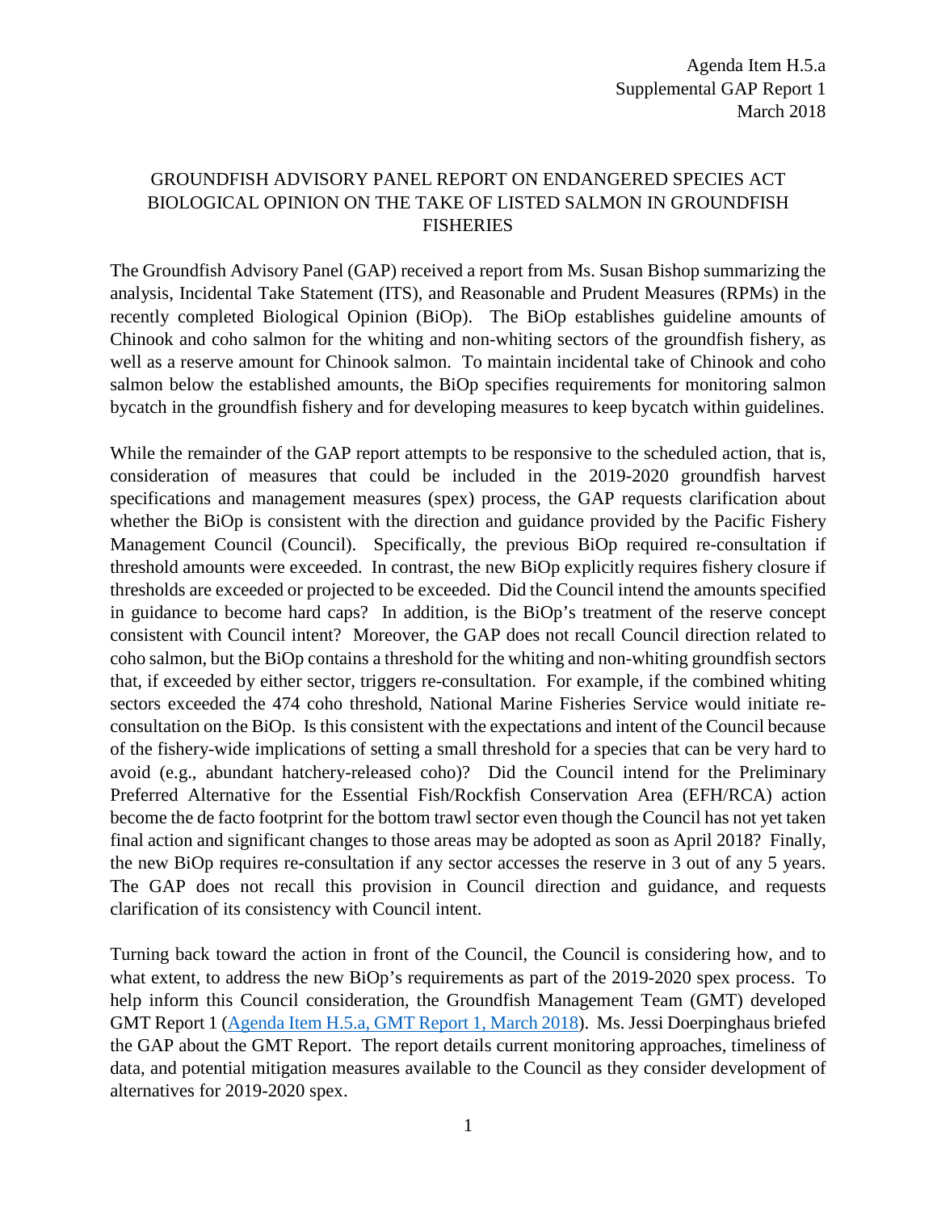Agenda Item H.5.a
Supplemental GAP Report 1
March 2018

# GROUNDFISH ADVISORY PANEL REPORT ON ENDANGERED SPECIES ACT BIOLOGICAL OPINION ON THE TAKE OF LISTED SALMON IN GROUNDFISH FISHERIES

The Groundfish Advisory Panel (GAP) received a report from Ms. Susan Bishop summarizing the analysis, Incidental Take Statement (ITS), and Reasonable and Prudent Measures (RPMs) in the recently completed Biological Opinion (BiOp). The BiOp establishes guideline amounts of Chinook and coho salmon for the whiting and non-whiting sectors of the groundfish fishery, as well as a reserve amount for Chinook salmon. To maintain incidental take of Chinook and coho salmon below the established amounts, the BiOp specifies requirements for monitoring salmon bycatch in the groundfish fishery and for developing measures to keep bycatch within guidelines.

While the remainder of the GAP report attempts to be responsive to the scheduled action, that is, consideration of measures that could be included in the 2019-2020 groundfish harvest specifications and management measures (spex) process, the GAP requests clarification about whether the BiOp is consistent with the direction and guidance provided by the Pacific Fishery Management Council (Council). Specifically, the previous BiOp required re-consultation if threshold amounts were exceeded. In contrast, the new BiOp explicitly requires fishery closure if thresholds are exceeded or projected to be exceeded. Did the Council intend the amounts specified in guidance to become hard caps? In addition, is the BiOp's treatment of the reserve concept consistent with Council intent? Moreover, the GAP does not recall Council direction related to coho salmon, but the BiOp contains a threshold for the whiting and non-whiting groundfish sectors that, if exceeded by either sector, triggers re-consultation. For example, if the combined whiting sectors exceeded the 474 coho threshold, National Marine Fisheries Service would initiate re-consultation on the BiOp. Is this consistent with the expectations and intent of the Council because of the fishery-wide implications of setting a small threshold for a species that can be very hard to avoid (e.g., abundant hatchery-released coho)? Did the Council intend for the Preliminary Preferred Alternative for the Essential Fish/Rockfish Conservation Area (EFH/RCA) action become the de facto footprint for the bottom trawl sector even though the Council has not yet taken final action and significant changes to those areas may be adopted as soon as April 2018? Finally, the new BiOp requires re-consultation if any sector accesses the reserve in 3 out of any 5 years. The GAP does not recall this provision in Council direction and guidance, and requests clarification of its consistency with Council intent.

Turning back toward the action in front of the Council, the Council is considering how, and to what extent, to address the new BiOp's requirements as part of the 2019-2020 spex process. To help inform this Council consideration, the Groundfish Management Team (GMT) developed GMT Report 1 ([Agenda Item H.5.a, GMT Report 1, March 2018]). Ms. Jessi Doerpinghaus briefed the GAP about the GMT Report. The report details current monitoring approaches, timeliness of data, and potential mitigation measures available to the Council as they consider development of alternatives for 2019-2020 spex.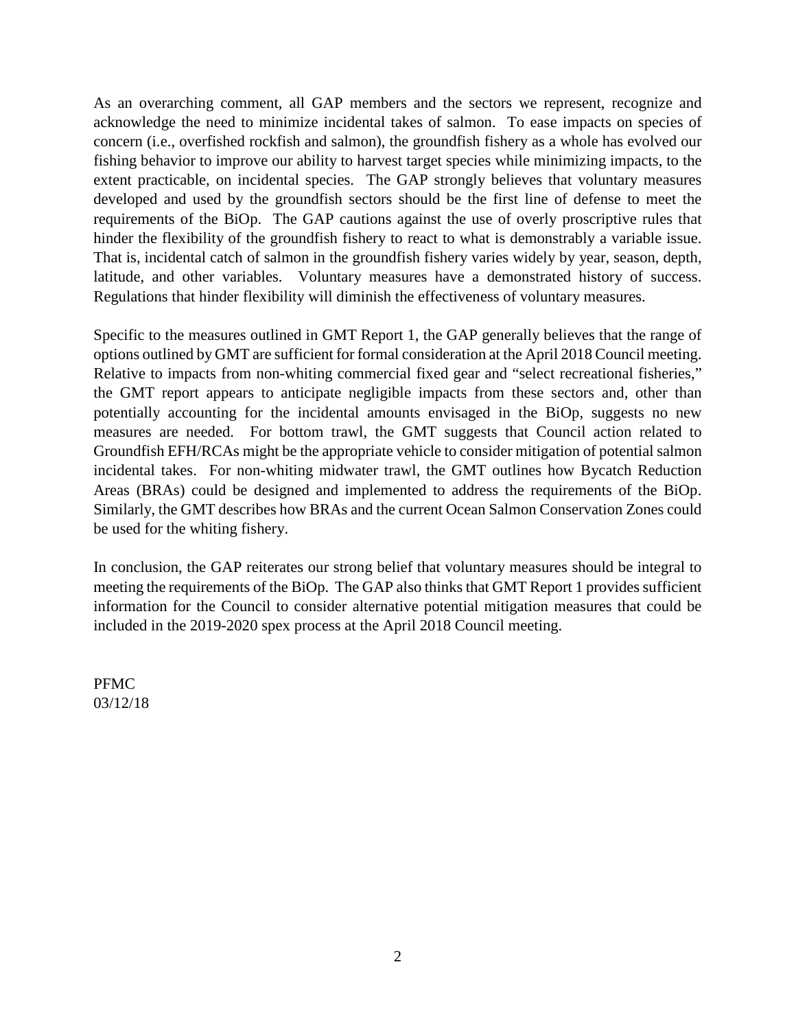As an overarching comment, all GAP members and the sectors we represent, recognize and acknowledge the need to minimize incidental takes of salmon. To ease impacts on species of concern (i.e., overfished rockfish and salmon), the groundfish fishery as a whole has evolved our fishing behavior to improve our ability to harvest target species while minimizing impacts, to the extent practicable, on incidental species. The GAP strongly believes that voluntary measures developed and used by the groundfish sectors should be the first line of defense to meet the requirements of the BiOp. The GAP cautions against the use of overly proscriptive rules that hinder the flexibility of the groundfish fishery to react to what is demonstrably a variable issue. That is, incidental catch of salmon in the groundfish fishery varies widely by year, season, depth, latitude, and other variables. Voluntary measures have a demonstrated history of success. Regulations that hinder flexibility will diminish the effectiveness of voluntary measures.

Specific to the measures outlined in GMT Report 1, the GAP generally believes that the range of options outlined by GMT are sufficient for formal consideration at the April 2018 Council meeting. Relative to impacts from non-whiting commercial fixed gear and "select recreational fisheries," the GMT report appears to anticipate negligible impacts from these sectors and, other than potentially accounting for the incidental amounts envisaged in the BiOp, suggests no new measures are needed. For bottom trawl, the GMT suggests that Council action related to Groundfish EFH/RCAs might be the appropriate vehicle to consider mitigation of potential salmon incidental takes. For non-whiting midwater trawl, the GMT outlines how Bycatch Reduction Areas (BRAs) could be designed and implemented to address the requirements of the BiOp. Similarly, the GMT describes how BRAs and the current Ocean Salmon Conservation Zones could be used for the whiting fishery.

In conclusion, the GAP reiterates our strong belief that voluntary measures should be integral to meeting the requirements of the BiOp. The GAP also thinks that GMT Report 1 provides sufficient information for the Council to consider alternative potential mitigation measures that could be included in the 2019-2020 spex process at the April 2018 Council meeting.

PFMC
03/12/18